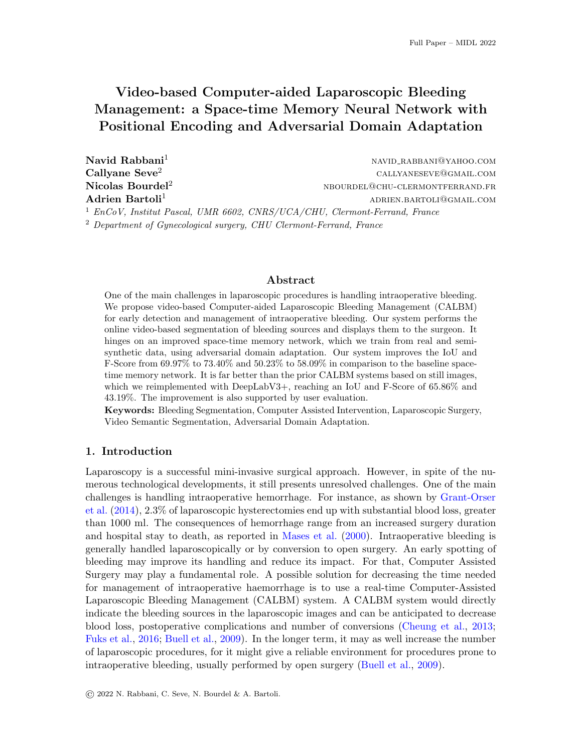# Video-based Computer-aided Laparoscopic Bleeding Management: a Space-time Memory Neural Network with Positional Encoding and Adversarial Domain Adaptation

**Navid Rabbani**[1] NAVID_RABBANI@YAHOO.COM
**Callyane Seve**[2] CALLYANESEVE@GMAIL.COM
**Nicolas Bourdel**[2] NBOURDEL@CHU-CLERMONTFERRAND.FR
**Adrien Bartoli**[1] ADRIEN.BARTOLI@GMAIL.COM

[1] *EnCoV, Institut Pascal, UMR 6602, CNRS/UCA/CHU, Clermont-Ferrand, France*
[2] *Department of Gynecological surgery, CHU Clermont-Ferrand, France*

## Abstract

One of the main challenges in laparoscopic procedures is handling intraoperative bleeding. We propose video-based Computer-aided Laparoscopic Bleeding Management (CALBM) for early detection and management of intraoperative bleeding. Our system performs the online video-based segmentation of bleeding sources and displays them to the surgeon. It hinges on an improved space-time memory network, which we train from real and semi-synthetic data, using adversarial domain adaptation. Our system improves the IoU and F-Score from 69.97% to 73.40% and 50.23% to 58.09% in comparison to the baseline space-time memory network. It is far better than the prior CALBM systems based on still images, which we reimplemented with DeepLabV3+, reaching an IoU and F-Score of 65.86% and 43.19%. The improvement is also supported by user evaluation.

**Keywords:** Bleeding Segmentation, Computer Assisted Intervention, Laparoscopic Surgery, Video Semantic Segmentation, Adversarial Domain Adaptation.

## 1. Introduction

Laparoscopy is a successful mini-invasive surgical approach. However, in spite of the numerous technological developments, it still presents unresolved challenges. One of the main challenges is handling intraoperative hemorrhage. For instance, as shown by Grant-Orser et al. (2014), 2.3% of laparoscopic hysterectomies end up with substantial blood loss, greater than 1000 ml. The consequences of hemorrhage range from an increased surgery duration and hospital stay to death, as reported in Mases et al. (2000). Intraoperative bleeding is generally handled laparoscopically or by conversion to open surgery. An early spotting of bleeding may improve its handling and reduce its impact. For that, Computer Assisted Surgery may play a fundamental role. A possible solution for decreasing the time needed for management of intraoperative haemorrhage is to use a real-time Computer-Assisted Laparoscopic Bleeding Management (CALBM) system. A CALBM system would directly indicate the bleeding sources in the laparoscopic images and can be anticipated to decrease blood loss, postoperative complications and number of conversions (Cheung et al., 2013; Fuks et al., 2016; Buell et al., 2009). In the longer term, it may as well increase the number of laparoscopic procedures, for it might give a reliable environment for procedures prone to intraoperative bleeding, usually performed by open surgery (Buell et al., 2009).

© 2022 N. Rabbani, C. Seve, N. Bourdel & A. Bartoli.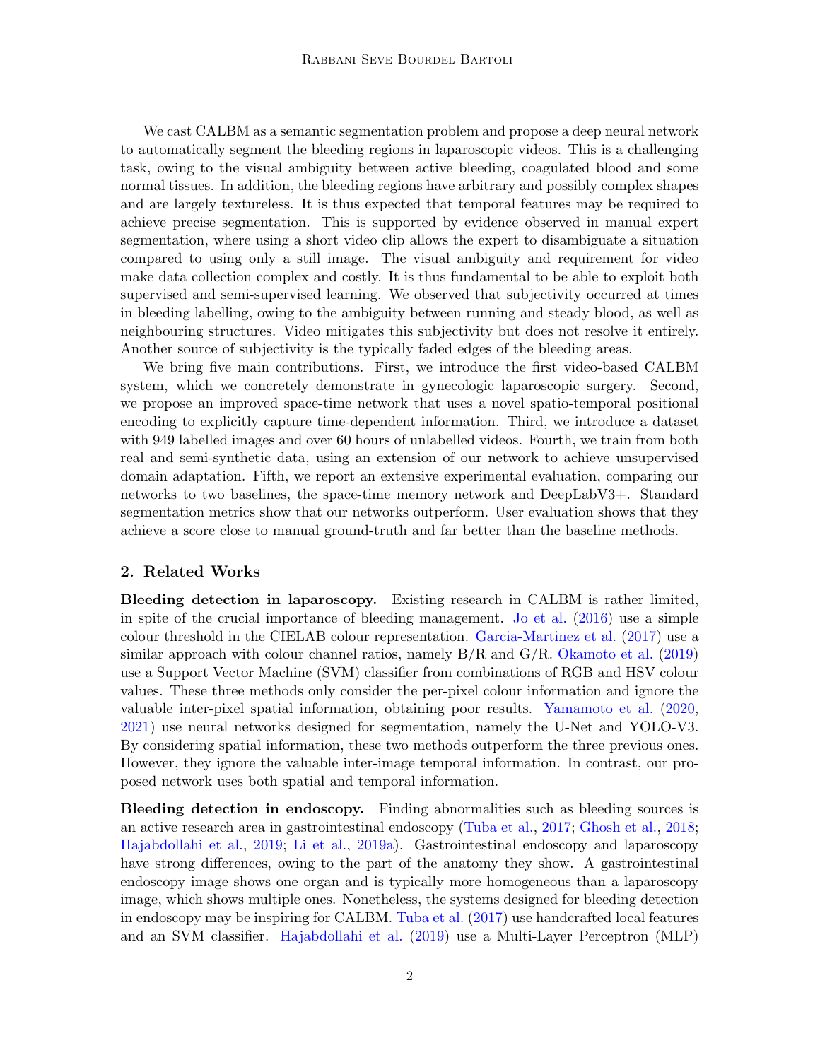We cast CALBM as a semantic segmentation problem and propose a deep neural network to automatically segment the bleeding regions in laparoscopic videos. This is a challenging task, owing to the visual ambiguity between active bleeding, coagulated blood and some normal tissues. In addition, the bleeding regions have arbitrary and possibly complex shapes and are largely textureless. It is thus expected that temporal features may be required to achieve precise segmentation. This is supported by evidence observed in manual expert segmentation, where using a short video clip allows the expert to disambiguate a situation compared to using only a still image. The visual ambiguity and requirement for video make data collection complex and costly. It is thus fundamental to be able to exploit both supervised and semi-supervised learning. We observed that subjectivity occurred at times in bleeding labelling, owing to the ambiguity between running and steady blood, as well as neighbouring structures. Video mitigates this subjectivity but does not resolve it entirely. Another source of subjectivity is the typically faded edges of the bleeding areas.

We bring five main contributions. First, we introduce the first video-based CALBM system, which we concretely demonstrate in gynecologic laparoscopic surgery. Second, we propose an improved space-time network that uses a novel spatio-temporal positional encoding to explicitly capture time-dependent information. Third, we introduce a dataset with 949 labelled images and over 60 hours of unlabelled videos. Fourth, we train from both real and semi-synthetic data, using an extension of our network to achieve unsupervised domain adaptation. Fifth, we report an extensive experimental evaluation, comparing our networks to two baselines, the space-time memory network and DeepLabV3+. Standard segmentation metrics show that our networks outperform. User evaluation shows that they achieve a score close to manual ground-truth and far better than the baseline methods.

## 2. Related Works

**Bleeding detection in laparoscopy.** Existing research in CALBM is rather limited, in spite of the crucial importance of bleeding management. Jo et al. (2016) use a simple colour threshold in the CIELAB colour representation. Garcia-Martinez et al. (2017) use a similar approach with colour channel ratios, namely B/R and G/R. Okamoto et al. (2019) use a Support Vector Machine (SVM) classifier from combinations of RGB and HSV colour values. These three methods only consider the per-pixel colour information and ignore the valuable inter-pixel spatial information, obtaining poor results. Yamamoto et al. (2020, 2021) use neural networks designed for segmentation, namely the U-Net and YOLO-V3. By considering spatial information, these two methods outperform the three previous ones. However, they ignore the valuable inter-image temporal information. In contrast, our proposed network uses both spatial and temporal information.

**Bleeding detection in endoscopy.** Finding abnormalities such as bleeding sources is an active research area in gastrointestinal endoscopy (Tuba et al., 2017; Ghosh et al., 2018; Hajabdollahi et al., 2019; Li et al., 2019a). Gastrointestinal endoscopy and laparoscopy have strong differences, owing to the part of the anatomy they show. A gastrointestinal endoscopy image shows one organ and is typically more homogeneous than a laparoscopy image, which shows multiple ones. Nonetheless, the systems designed for bleeding detection in endoscopy may be inspiring for CALBM. Tuba et al. (2017) use handcrafted local features and an SVM classifier. Hajabdollahi et al. (2019) use a Multi-Layer Perceptron (MLP)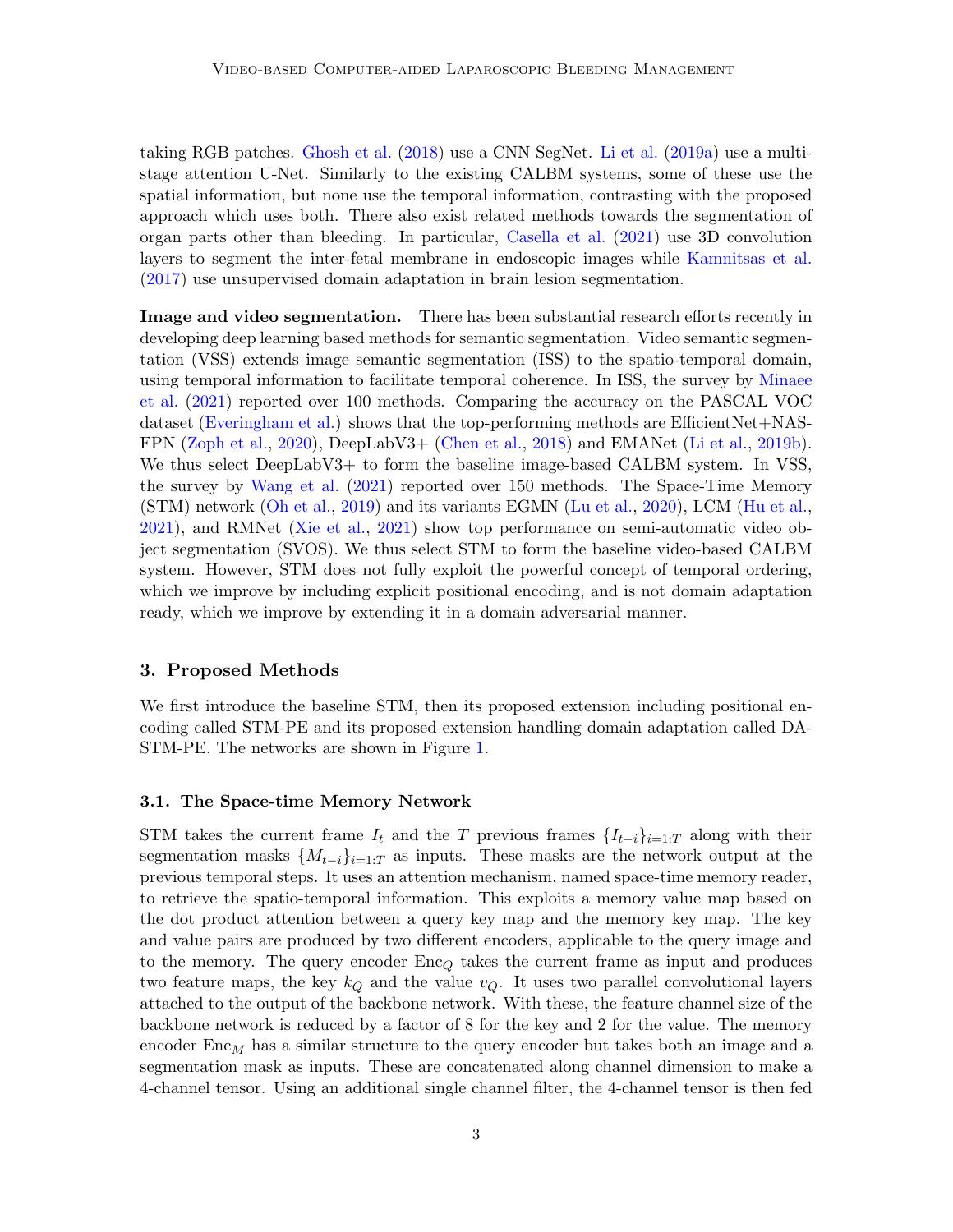taking RGB patches. Ghosh et al. (2018) use a CNN SegNet. Li et al. (2019a) use a multi-stage attention U-Net. Similarly to the existing CALBM systems, some of these use the spatial information, but none use the temporal information, contrasting with the proposed approach which uses both. There also exist related methods towards the segmentation of organ parts other than bleeding. In particular, Casella et al. (2021) use 3D convolution layers to segment the inter-fetal membrane in endoscopic images while Kamnitsas et al. (2017) use unsupervised domain adaptation in brain lesion segmentation.

**Image and video segmentation.** There has been substantial research efforts recently in developing deep learning based methods for semantic segmentation. Video semantic segmentation (VSS) extends image semantic segmentation (ISS) to the spatio-temporal domain, using temporal information to facilitate temporal coherence. In ISS, the survey by Minaee et al. (2021) reported over 100 methods. Comparing the accuracy on the PASCAL VOC dataset (Everingham et al.) shows that the top-performing methods are EfficientNet+NAS-FPN (Zoph et al., 2020), DeepLabV3+ (Chen et al., 2018) and EMANet (Li et al., 2019b). We thus select DeepLabV3+ to form the baseline image-based CALBM system. In VSS, the survey by Wang et al. (2021) reported over 150 methods. The Space-Time Memory (STM) network (Oh et al., 2019) and its variants EGMN (Lu et al., 2020), LCM (Hu et al., 2021), and RMNet (Xie et al., 2021) show top performance on semi-automatic video object segmentation (SVOS). We thus select STM to form the baseline video-based CALBM system. However, STM does not fully exploit the powerful concept of temporal ordering, which we improve by including explicit positional encoding, and is not domain adaptation ready, which we improve by extending it in a domain adversarial manner.

## 3. Proposed Methods

We first introduce the baseline STM, then its proposed extension including positional encoding called STM-PE and its proposed extension handling domain adaptation called DA-STM-PE. The networks are shown in Figure 1.

### 3.1. The Space-time Memory Network

STM takes the current frame $I_t$ and the $T$ previous frames $\{I_{t-i}\}_{i=1:T}$ along with their segmentation masks $\{M_{t-i}\}_{i=1:T}$ as inputs. These masks are the network output at the previous temporal steps. It uses an attention mechanism, named space-time memory reader, to retrieve the spatio-temporal information. This exploits a memory value map based on the dot product attention between a query key map and the memory key map. The key and value pairs are produced by two different encoders, applicable to the query image and to the memory. The query encoder $\text{Enc}_Q$ takes the current frame as input and produces two feature maps, the key $k_Q$ and the value $v_Q$. It uses two parallel convolutional layers attached to the output of the backbone network. With these, the feature channel size of the backbone network is reduced by a factor of 8 for the key and 2 for the value. The memory encoder $\text{Enc}_M$ has a similar structure to the query encoder but takes both an image and a segmentation mask as inputs. These are concatenated along channel dimension to make a 4-channel tensor. Using an additional single channel filter, the 4-channel tensor is then fed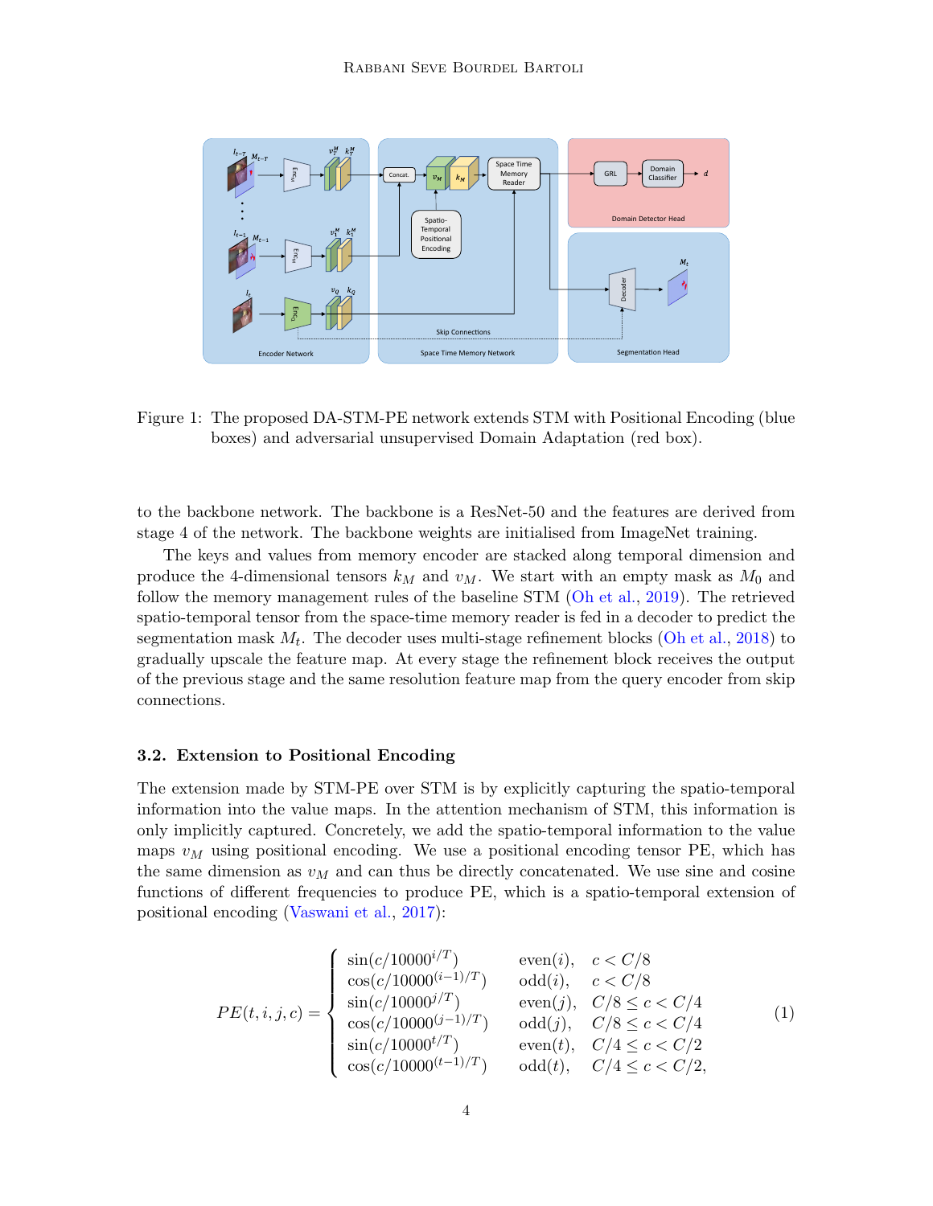Figure 1: The proposed DA-STM-PE network extends STM with Positional Encoding (blue boxes) and adversarial unsupervised Domain Adaptation (red box).

to the backbone network. The backbone is a ResNet-50 and the features are derived from stage 4 of the network. The backbone weights are initialised from ImageNet training.

The keys and values from memory encoder are stacked along temporal dimension and produce the 4-dimensional tensors $k_M$ and $v_M$. We start with an empty mask as $M_0$ and follow the memory management rules of the baseline STM (Oh et al., 2019). The retrieved spatio-temporal tensor from the space-time memory reader is fed in a decoder to predict the segmentation mask $M_t$. The decoder uses multi-stage refinement blocks (Oh et al., 2018) to gradually upscale the feature map. At every stage the refinement block receives the output of the previous stage and the same resolution feature map from the query encoder from skip connections.

### 3.2. Extension to Positional Encoding

The extension made by STM-PE over STM is by explicitly capturing the spatio-temporal information into the value maps. In the attention mechanism of STM, this information is only implicitly captured. Concretely, we add the spatio-temporal information to the value maps $v_M$ using positional encoding. We use a positional encoding tensor PE, which has the same dimension as $v_M$ and can thus be directly concatenated. We use sine and cosine functions of different frequencies to produce PE, which is a spatio-temporal extension of positional encoding (Vaswani et al., 2017):

$$
PE(t,i,j,c) = \begin{cases} \sin(c/10000^{i/T}) & \text{even}(i), \quad c < C/8 \\ \cos(c/10000^{(i-1)/T}) & \text{odd}(i), \quad c < C/8 \\ \sin(c/10000^{j/T}) & \text{even}(j), \quad C/8 \leq c < C/4 \\ \cos(c/10000^{(j-1)/T}) & \text{odd}(j), \quad C/8 \leq c < C/4 \\ \sin(c/10000^{t/T}) & \text{even}(t), \quad C/4 \leq c < C/2 \\ \cos(c/10000^{(t-1)/T}) & \text{odd}(t), \quad C/4 \leq c < C/2, \end{cases} \tag{1}
$$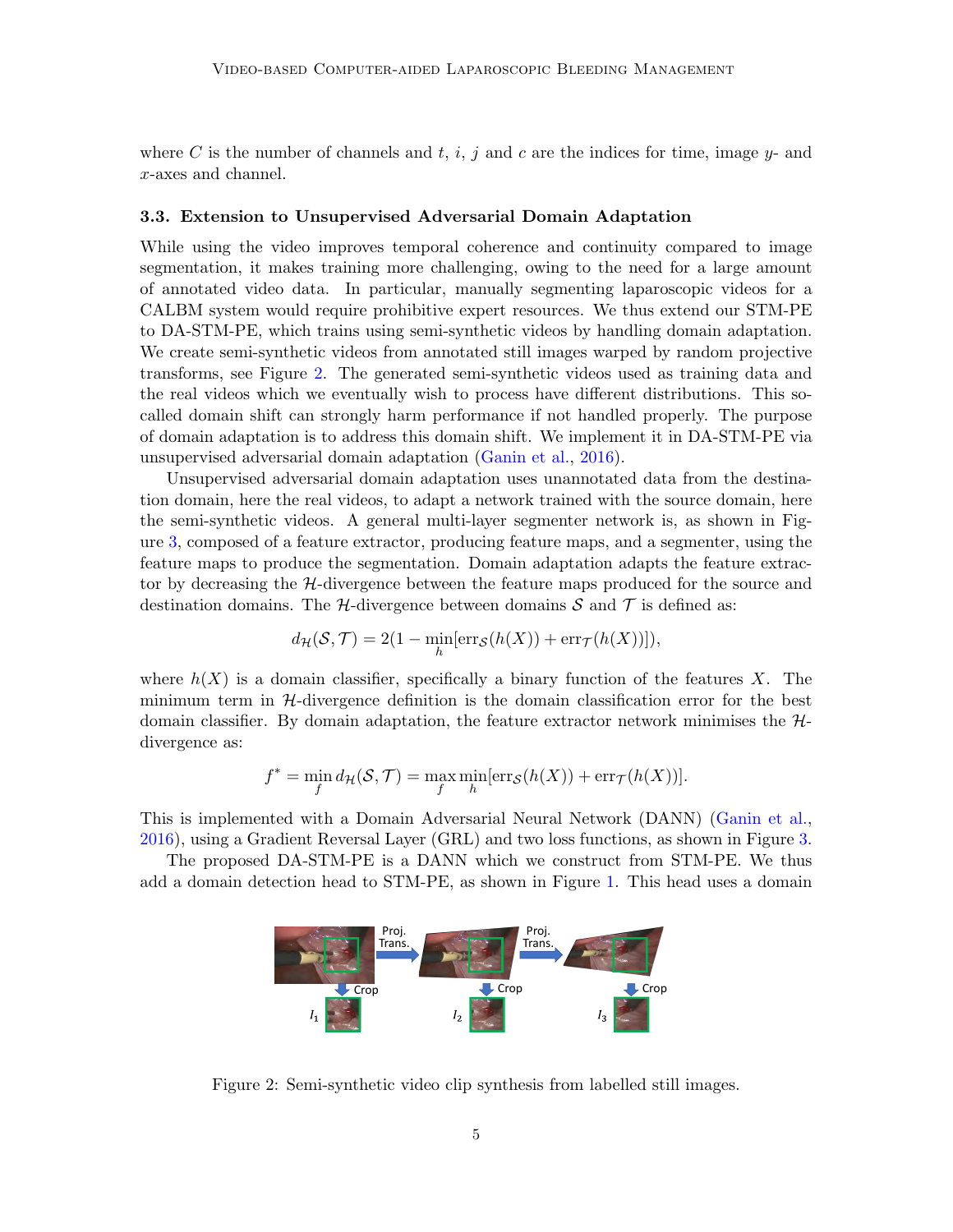where $C$ is the number of channels and $t$, $i$, $j$ and $c$ are the indices for time, image $y$- and $x$-axes and channel.

### 3.3. Extension to Unsupervised Adversarial Domain Adaptation

While using the video improves temporal coherence and continuity compared to image segmentation, it makes training more challenging, owing to the need for a large amount of annotated video data. In particular, manually segmenting laparoscopic videos for a CALBM system would require prohibitive expert resources. We thus extend our STM-PE to DA-STM-PE, which trains using semi-synthetic videos by handling domain adaptation. We create semi-synthetic videos from annotated still images warped by random projective transforms, see Figure 2. The generated semi-synthetic videos used as training data and the real videos which we eventually wish to process have different distributions. This so-called domain shift can strongly harm performance if not handled properly. The purpose of domain adaptation is to address this domain shift. We implement it in DA-STM-PE via unsupervised adversarial domain adaptation (Ganin et al., 2016).

Unsupervised adversarial domain adaptation uses unannotated data from the destination domain, here the real videos, to adapt a network trained with the source domain, here the semi-synthetic videos. A general multi-layer segmenter network is, as shown in Figure 3, composed of a feature extractor, producing feature maps, and a segmenter, using the feature maps to produce the segmentation. Domain adaptation adapts the feature extractor by decreasing the $\mathcal{H}$-divergence between the feature maps produced for the source and destination domains. The $\mathcal{H}$-divergence between domains $\mathcal{S}$ and $\mathcal{T}$ is defined as:

$$d_{\mathcal{H}}(\mathcal{S}, \mathcal{T}) = 2(1 - \min_{h}[\mathrm{err}_{\mathcal{S}}(h(X)) + \mathrm{err}_{\mathcal{T}}(h(X))]),$$

where $h(X)$ is a domain classifier, specifically a binary function of the features $X$. The minimum term in $\mathcal{H}$-divergence definition is the domain classification error for the best domain classifier. By domain adaptation, the feature extractor network minimises the $\mathcal{H}$-divergence as:

$$f^{*} = \min_{f} d_{\mathcal{H}}(\mathcal{S}, \mathcal{T}) = \max_{f} \min_{h}[\mathrm{err}_{\mathcal{S}}(h(X)) + \mathrm{err}_{\mathcal{T}}(h(X))].$$

This is implemented with a Domain Adversarial Neural Network (DANN) (Ganin et al., 2016), using a Gradient Reversal Layer (GRL) and two loss functions, as shown in Figure 3.

The proposed DA-STM-PE is a DANN which we construct from STM-PE. We thus add a domain detection head to STM-PE, as shown in Figure 1. This head uses a domain

Figure 2: Semi-synthetic video clip synthesis from labelled still images.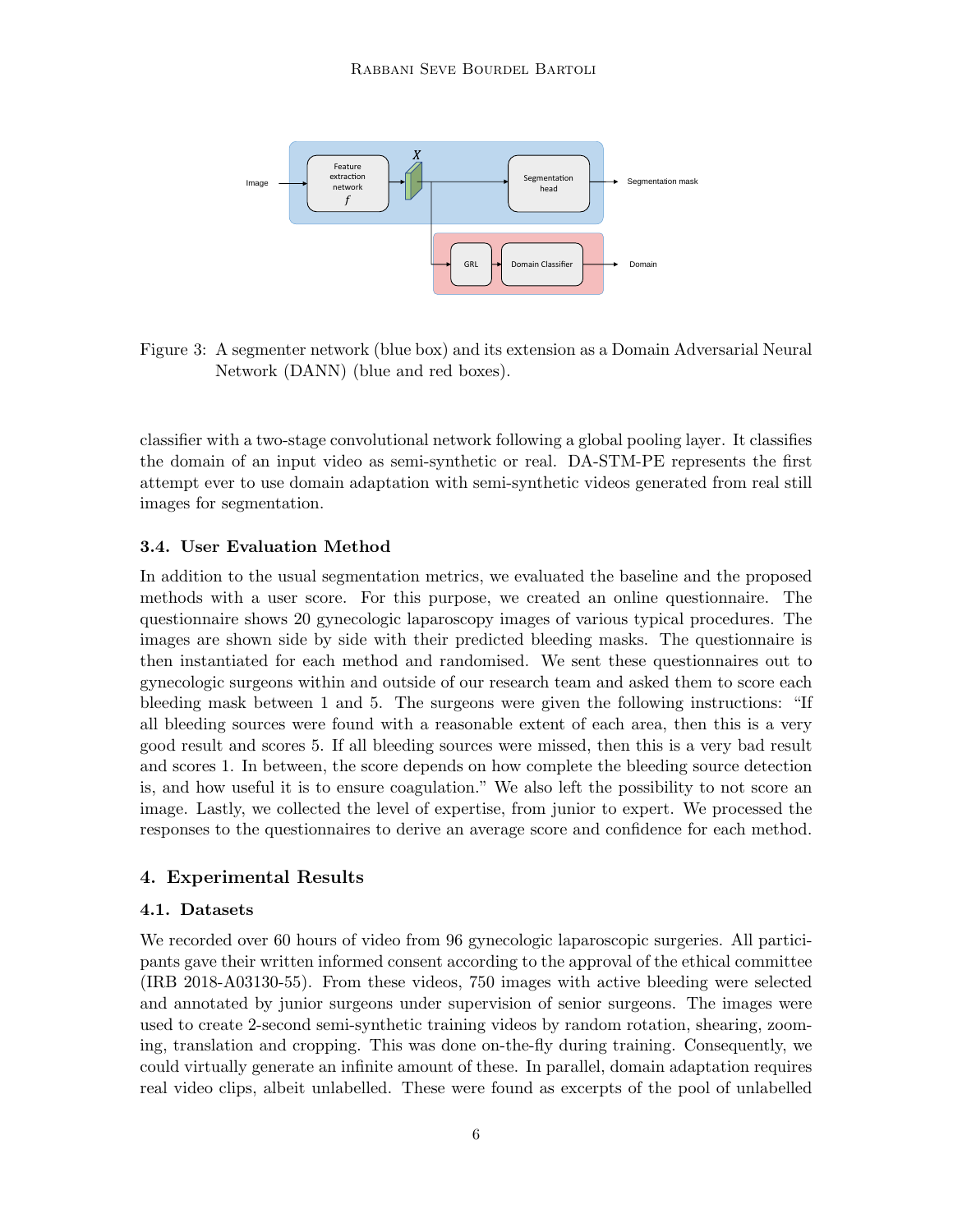Figure 3: A segmenter network (blue box) and its extension as a Domain Adversarial Neural Network (DANN) (blue and red boxes).

classifier with a two-stage convolutional network following a global pooling layer. It classifies the domain of an input video as semi-synthetic or real. DA-STM-PE represents the first attempt ever to use domain adaptation with semi-synthetic videos generated from real still images for segmentation.

### 3.4. User Evaluation Method

In addition to the usual segmentation metrics, we evaluated the baseline and the proposed methods with a user score. For this purpose, we created an online questionnaire. The questionnaire shows 20 gynecologic laparoscopy images of various typical procedures. The images are shown side by side with their predicted bleeding masks. The questionnaire is then instantiated for each method and randomised. We sent these questionnaires out to gynecologic surgeons within and outside of our research team and asked them to score each bleeding mask between 1 and 5. The surgeons were given the following instructions: "If all bleeding sources were found with a reasonable extent of each area, then this is a very good result and scores 5. If all bleeding sources were missed, then this is a very bad result and scores 1. In between, the score depends on how complete the bleeding source detection is, and how useful it is to ensure coagulation." We also left the possibility to not score an image. Lastly, we collected the level of expertise, from junior to expert. We processed the responses to the questionnaires to derive an average score and confidence for each method.

## 4. Experimental Results

### 4.1. Datasets

We recorded over 60 hours of video from 96 gynecologic laparoscopic surgeries. All participants gave their written informed consent according to the approval of the ethical committee (IRB 2018-A03130-55). From these videos, 750 images with active bleeding were selected and annotated by junior surgeons under supervision of senior surgeons. The images were used to create 2-second semi-synthetic training videos by random rotation, shearing, zooming, translation and cropping. This was done on-the-fly during training. Consequently, we could virtually generate an infinite amount of these. In parallel, domain adaptation requires real video clips, albeit unlabelled. These were found as excerpts of the pool of unlabelled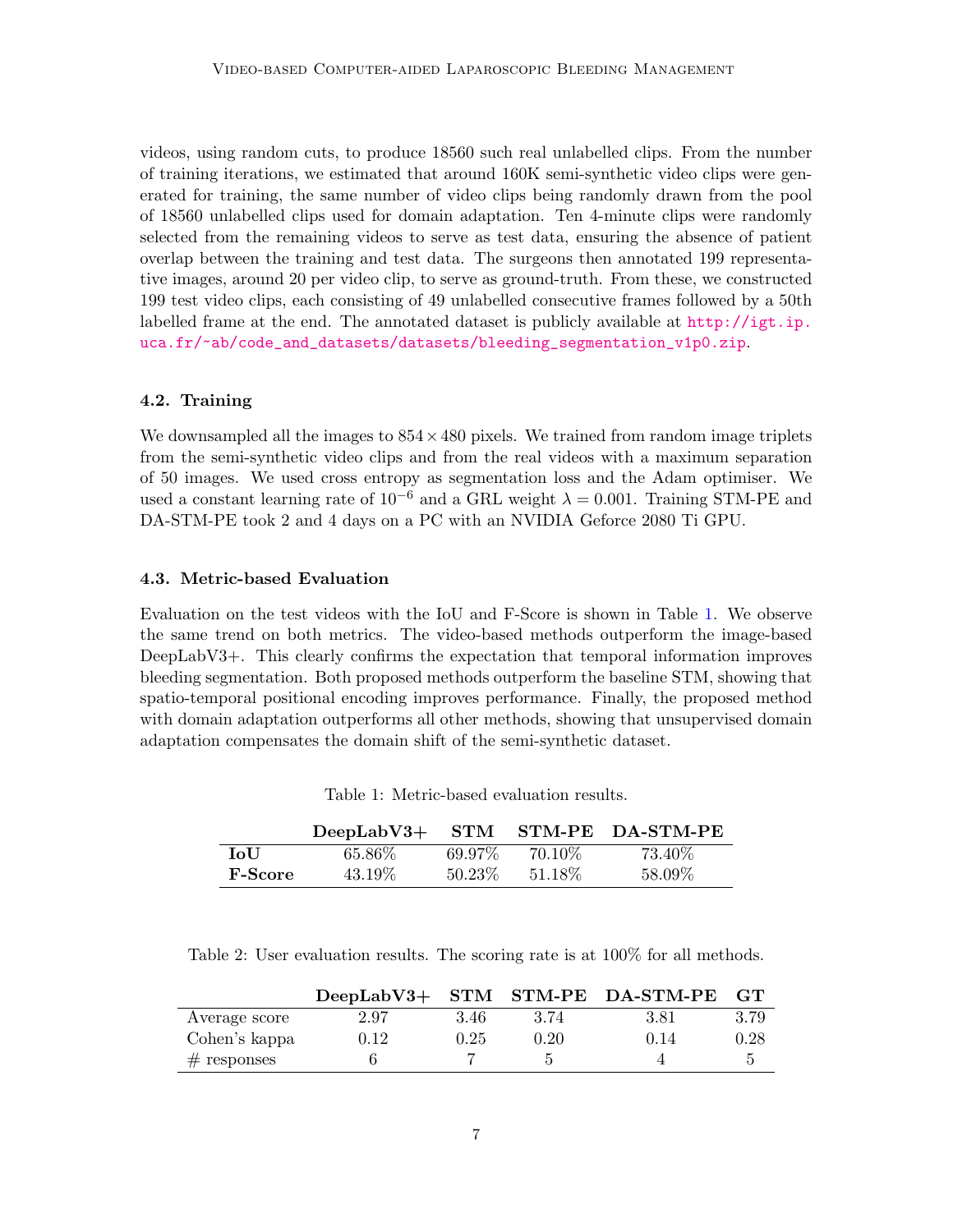videos, using random cuts, to produce 18560 such real unlabelled clips. From the number of training iterations, we estimated that around 160K semi-synthetic video clips were generated for training, the same number of video clips being randomly drawn from the pool of 18560 unlabelled clips used for domain adaptation. Ten 4-minute clips were randomly selected from the remaining videos to serve as test data, ensuring the absence of patient overlap between the training and test data. The surgeons then annotated 199 representative images, around 20 per video clip, to serve as ground-truth. From these, we constructed 199 test video clips, each consisting of 49 unlabelled consecutive frames followed by a 50th labelled frame at the end. The annotated dataset is publicly available at http://igt.ip.uca.fr/~ab/code_and_datasets/datasets/bleeding_segmentation_v1p0.zip.

### 4.2. Training

We downsampled all the images to $854 \times 480$ pixels. We trained from random image triplets from the semi-synthetic video clips and from the real videos with a maximum separation of 50 images. We used cross entropy as segmentation loss and the Adam optimiser. We used a constant learning rate of $10^{-6}$ and a GRL weight $\lambda = 0.001$. Training STM-PE and DA-STM-PE took 2 and 4 days on a PC with an NVIDIA Geforce 2080 Ti GPU.

### 4.3. Metric-based Evaluation

Evaluation on the test videos with the IoU and F-Score is shown in Table 1. We observe the same trend on both metrics. The video-based methods outperform the image-based DeepLabV3+. This clearly confirms the expectation that temporal information improves bleeding segmentation. Both proposed methods outperform the baseline STM, showing that spatio-temporal positional encoding improves performance. Finally, the proposed method with domain adaptation outperforms all other methods, showing that unsupervised domain adaptation compensates the domain shift of the semi-synthetic dataset.

Table 1: Metric-based evaluation results.

| | **DeepLabV3+** | **STM** | **STM-PE** | **DA-STM-PE** |
|---|---|---|---|---|
| **IoU** | 65.86% | 69.97% | 70.10% | 73.40% |
| **F-Score** | 43.19% | 50.23% | 51.18% | 58.09% |

Table 2: User evaluation results. The scoring rate is at 100% for all methods.

| | **DeepLabV3+** | **STM** | **STM-PE** | **DA-STM-PE** | **GT** |
|---|---|---|---|---|---|
| Average score | 2.97 | 3.46 | 3.74 | 3.81 | 3.79 |
| Cohen's kappa | 0.12 | 0.25 | 0.20 | 0.14 | 0.28 |
| # responses | 6 | 7 | 5 | 4 | 5 |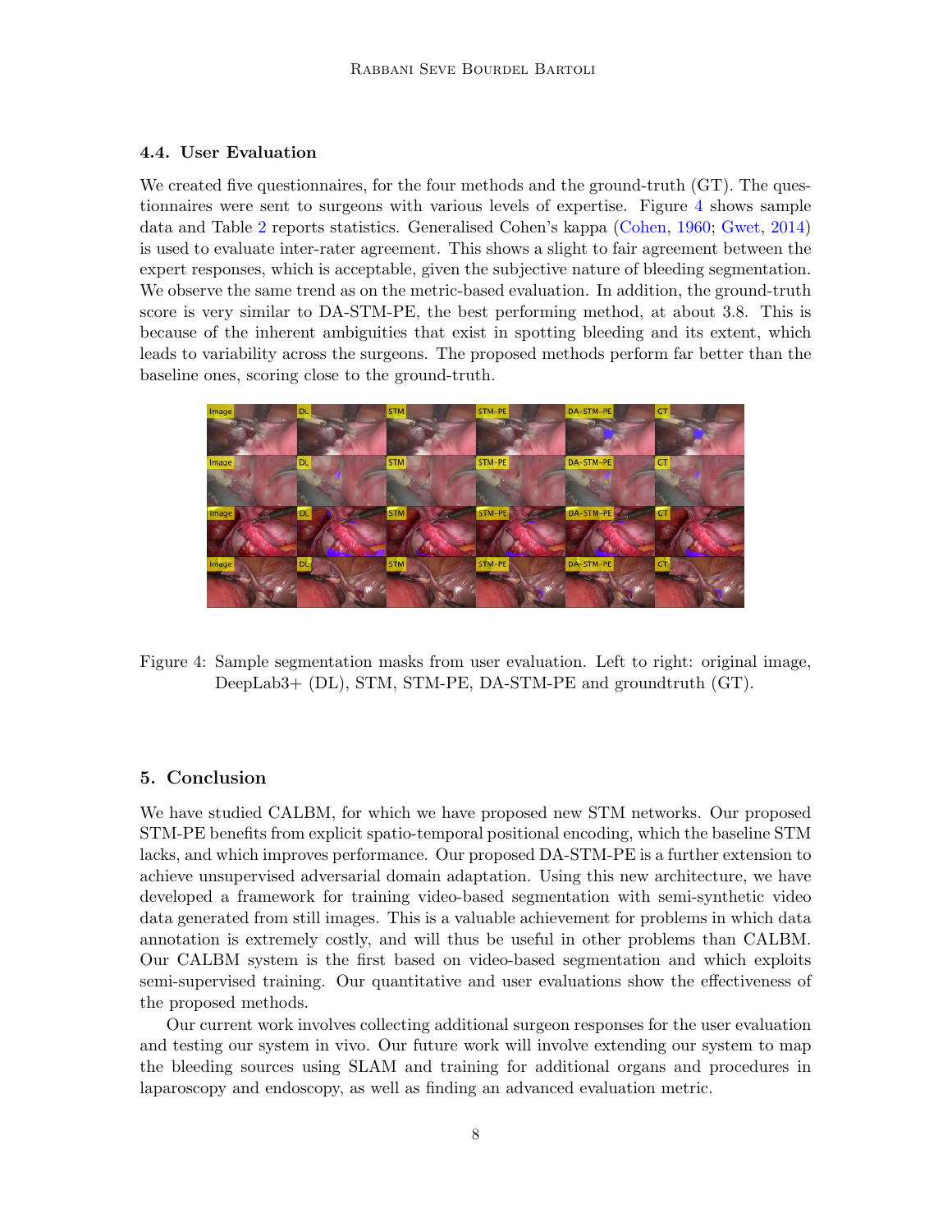### 4.4. User Evaluation

We created five questionnaires, for the four methods and the ground-truth (GT). The questionnaires were sent to surgeons with various levels of expertise. Figure 4 shows sample data and Table 2 reports statistics. Generalised Cohen's kappa (Cohen, 1960; Gwet, 2014) is used to evaluate inter-rater agreement. This shows a slight to fair agreement between the expert responses, which is acceptable, given the subjective nature of bleeding segmentation. We observe the same trend as on the metric-based evaluation. In addition, the ground-truth score is very similar to DA-STM-PE, the best performing method, at about 3.8. This is because of the inherent ambiguities that exist in spotting bleeding and its extent, which leads to variability across the surgeons. The proposed methods perform far better than the baseline ones, scoring close to the ground-truth.

Figure 4: Sample segmentation masks from user evaluation. Left to right: original image, DeepLab3+ (DL), STM, STM-PE, DA-STM-PE and groundtruth (GT).

## 5. Conclusion

We have studied CALBM, for which we have proposed new STM networks. Our proposed STM-PE benefits from explicit spatio-temporal positional encoding, which the baseline STM lacks, and which improves performance. Our proposed DA-STM-PE is a further extension to achieve unsupervised adversarial domain adaptation. Using this new architecture, we have developed a framework for training video-based segmentation with semi-synthetic video data generated from still images. This is a valuable achievement for problems in which data annotation is extremely costly, and will thus be useful in other problems than CALBM. Our CALBM system is the first based on video-based segmentation and which exploits semi-supervised training. Our quantitative and user evaluations show the effectiveness of the proposed methods.

Our current work involves collecting additional surgeon responses for the user evaluation and testing our system in vivo. Our future work will involve extending our system to map the bleeding sources using SLAM and training for additional organs and procedures in laparoscopy and endoscopy, as well as finding an advanced evaluation metric.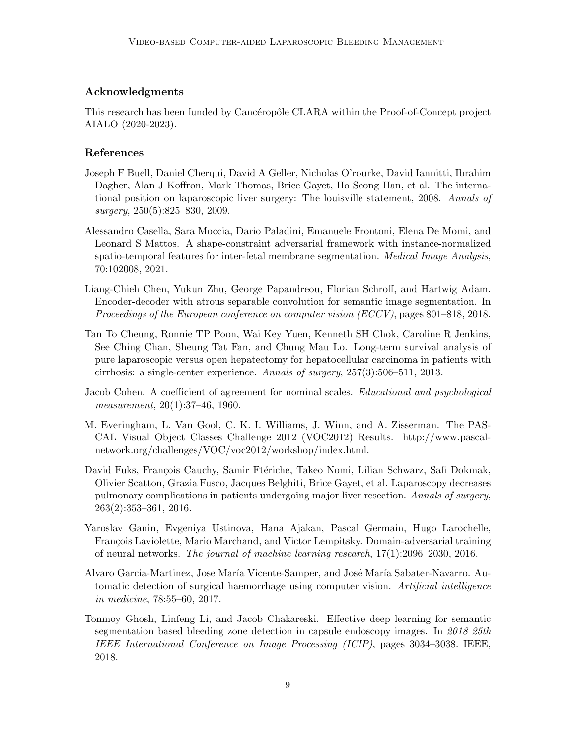## Acknowledgments

This research has been funded by Cancéropôle CLARA within the Proof-of-Concept project AIALO (2020-2023).

## References

Joseph F Buell, Daniel Cherqui, David A Geller, Nicholas O'rourke, David Iannitti, Ibrahim Dagher, Alan J Koffron, Mark Thomas, Brice Gayet, Ho Seong Han, et al. The international position on laparoscopic liver surgery: The louisville statement, 2008. *Annals of surgery*, 250(5):825–830, 2009.

Alessandro Casella, Sara Moccia, Dario Paladini, Emanuele Frontoni, Elena De Momi, and Leonard S Mattos. A shape-constraint adversarial framework with instance-normalized spatio-temporal features for inter-fetal membrane segmentation. *Medical Image Analysis*, 70:102008, 2021.

Liang-Chieh Chen, Yukun Zhu, George Papandreou, Florian Schroff, and Hartwig Adam. Encoder-decoder with atrous separable convolution for semantic image segmentation. In *Proceedings of the European conference on computer vision (ECCV)*, pages 801–818, 2018.

Tan To Cheung, Ronnie TP Poon, Wai Key Yuen, Kenneth SH Chok, Caroline R Jenkins, See Ching Chan, Sheung Tat Fan, and Chung Mau Lo. Long-term survival analysis of pure laparoscopic versus open hepatectomy for hepatocellular carcinoma in patients with cirrhosis: a single-center experience. *Annals of surgery*, 257(3):506–511, 2013.

Jacob Cohen. A coefficient of agreement for nominal scales. *Educational and psychological measurement*, 20(1):37–46, 1960.

M. Everingham, L. Van Gool, C. K. I. Williams, J. Winn, and A. Zisserman. The PASCAL Visual Object Classes Challenge 2012 (VOC2012) Results. http://www.pascal-network.org/challenges/VOC/voc2012/workshop/index.html.

David Fuks, François Cauchy, Samir Ftériche, Takeo Nomi, Lilian Schwarz, Safi Dokmak, Olivier Scatton, Grazia Fusco, Jacques Belghiti, Brice Gayet, et al. Laparoscopy decreases pulmonary complications in patients undergoing major liver resection. *Annals of surgery*, 263(2):353–361, 2016.

Yaroslav Ganin, Evgeniya Ustinova, Hana Ajakan, Pascal Germain, Hugo Larochelle, François Laviolette, Mario Marchand, and Victor Lempitsky. Domain-adversarial training of neural networks. *The journal of machine learning research*, 17(1):2096–2030, 2016.

Alvaro Garcia-Martinez, Jose María Vicente-Samper, and José María Sabater-Navarro. Automatic detection of surgical haemorrhage using computer vision. *Artificial intelligence in medicine*, 78:55–60, 2017.

Tonmoy Ghosh, Linfeng Li, and Jacob Chakareski. Effective deep learning for semantic segmentation based bleeding zone detection in capsule endoscopy images. In *2018 25th IEEE International Conference on Image Processing (ICIP)*, pages 3034–3038. IEEE, 2018.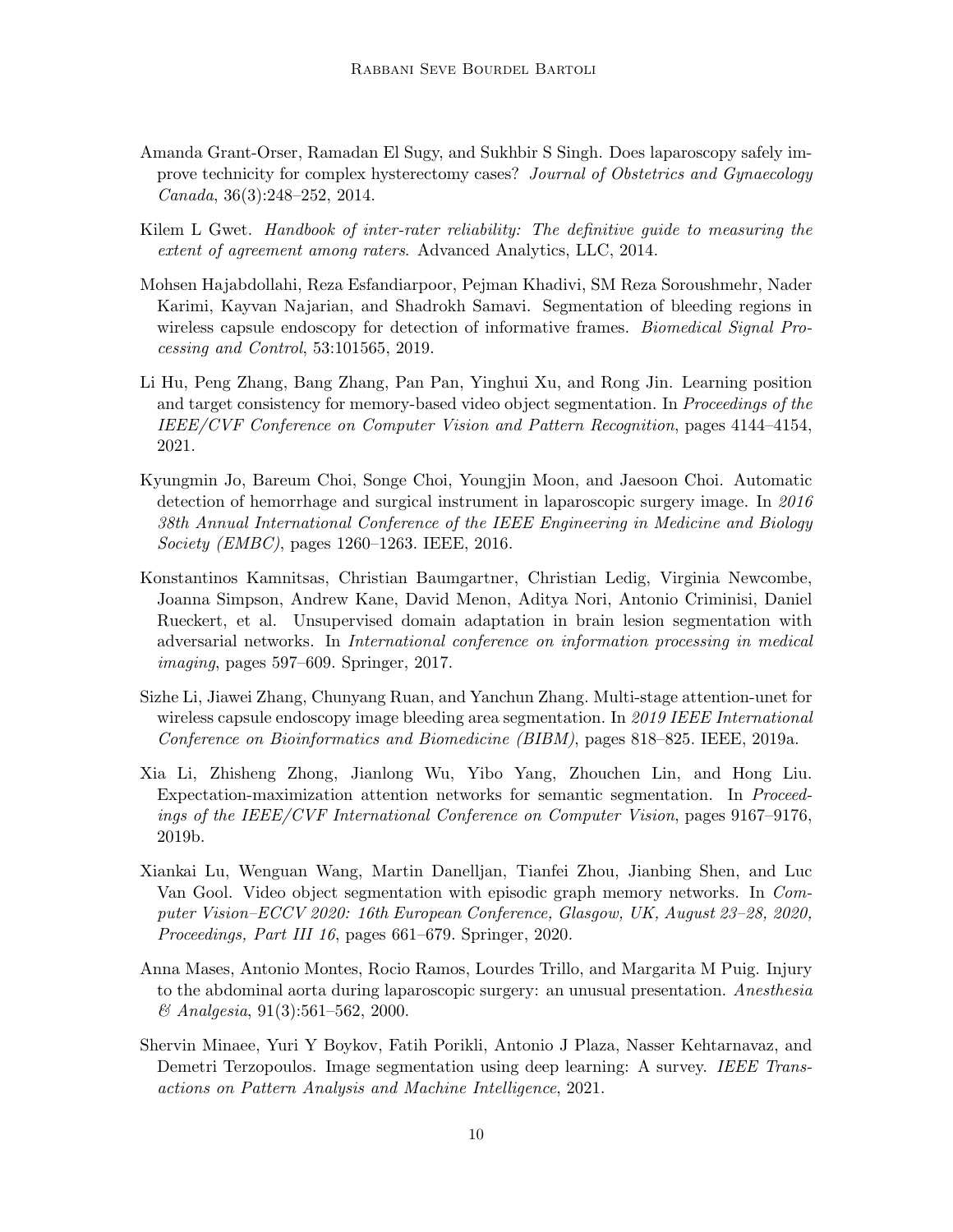Amanda Grant-Orser, Ramadan El Sugy, and Sukhbir S Singh. Does laparoscopy safely improve technicity for complex hysterectomy cases? *Journal of Obstetrics and Gynaecology Canada*, 36(3):248–252, 2014.

Kilem L Gwet. *Handbook of inter-rater reliability: The definitive guide to measuring the extent of agreement among raters*. Advanced Analytics, LLC, 2014.

Mohsen Hajabdollahi, Reza Esfandiarpoor, Pejman Khadivi, SM Reza Soroushmehr, Nader Karimi, Kayvan Najarian, and Shadrokh Samavi. Segmentation of bleeding regions in wireless capsule endoscopy for detection of informative frames. *Biomedical Signal Processing and Control*, 53:101565, 2019.

Li Hu, Peng Zhang, Bang Zhang, Pan Pan, Yinghui Xu, and Rong Jin. Learning position and target consistency for memory-based video object segmentation. In *Proceedings of the IEEE/CVF Conference on Computer Vision and Pattern Recognition*, pages 4144–4154, 2021.

Kyungmin Jo, Bareum Choi, Songe Choi, Youngjin Moon, and Jaesoon Choi. Automatic detection of hemorrhage and surgical instrument in laparoscopic surgery image. In *2016 38th Annual International Conference of the IEEE Engineering in Medicine and Biology Society (EMBC)*, pages 1260–1263. IEEE, 2016.

Konstantinos Kamnitsas, Christian Baumgartner, Christian Ledig, Virginia Newcombe, Joanna Simpson, Andrew Kane, David Menon, Aditya Nori, Antonio Criminisi, Daniel Rueckert, et al. Unsupervised domain adaptation in brain lesion segmentation with adversarial networks. In *International conference on information processing in medical imaging*, pages 597–609. Springer, 2017.

Sizhe Li, Jiawei Zhang, Chunyang Ruan, and Yanchun Zhang. Multi-stage attention-unet for wireless capsule endoscopy image bleeding area segmentation. In *2019 IEEE International Conference on Bioinformatics and Biomedicine (BIBM)*, pages 818–825. IEEE, 2019a.

Xia Li, Zhisheng Zhong, Jianlong Wu, Yibo Yang, Zhouchen Lin, and Hong Liu. Expectation-maximization attention networks for semantic segmentation. In *Proceedings of the IEEE/CVF International Conference on Computer Vision*, pages 9167–9176, 2019b.

Xiankai Lu, Wenguan Wang, Martin Danelljan, Tianfei Zhou, Jianbing Shen, and Luc Van Gool. Video object segmentation with episodic graph memory networks. In *Computer Vision–ECCV 2020: 16th European Conference, Glasgow, UK, August 23–28, 2020, Proceedings, Part III 16*, pages 661–679. Springer, 2020.

Anna Mases, Antonio Montes, Rocio Ramos, Lourdes Trillo, and Margarita M Puig. Injury to the abdominal aorta during laparoscopic surgery: an unusual presentation. *Anesthesia & Analgesia*, 91(3):561–562, 2000.

Shervin Minaee, Yuri Y Boykov, Fatih Porikli, Antonio J Plaza, Nasser Kehtarnavaz, and Demetri Terzopoulos. Image segmentation using deep learning: A survey. *IEEE Transactions on Pattern Analysis and Machine Intelligence*, 2021.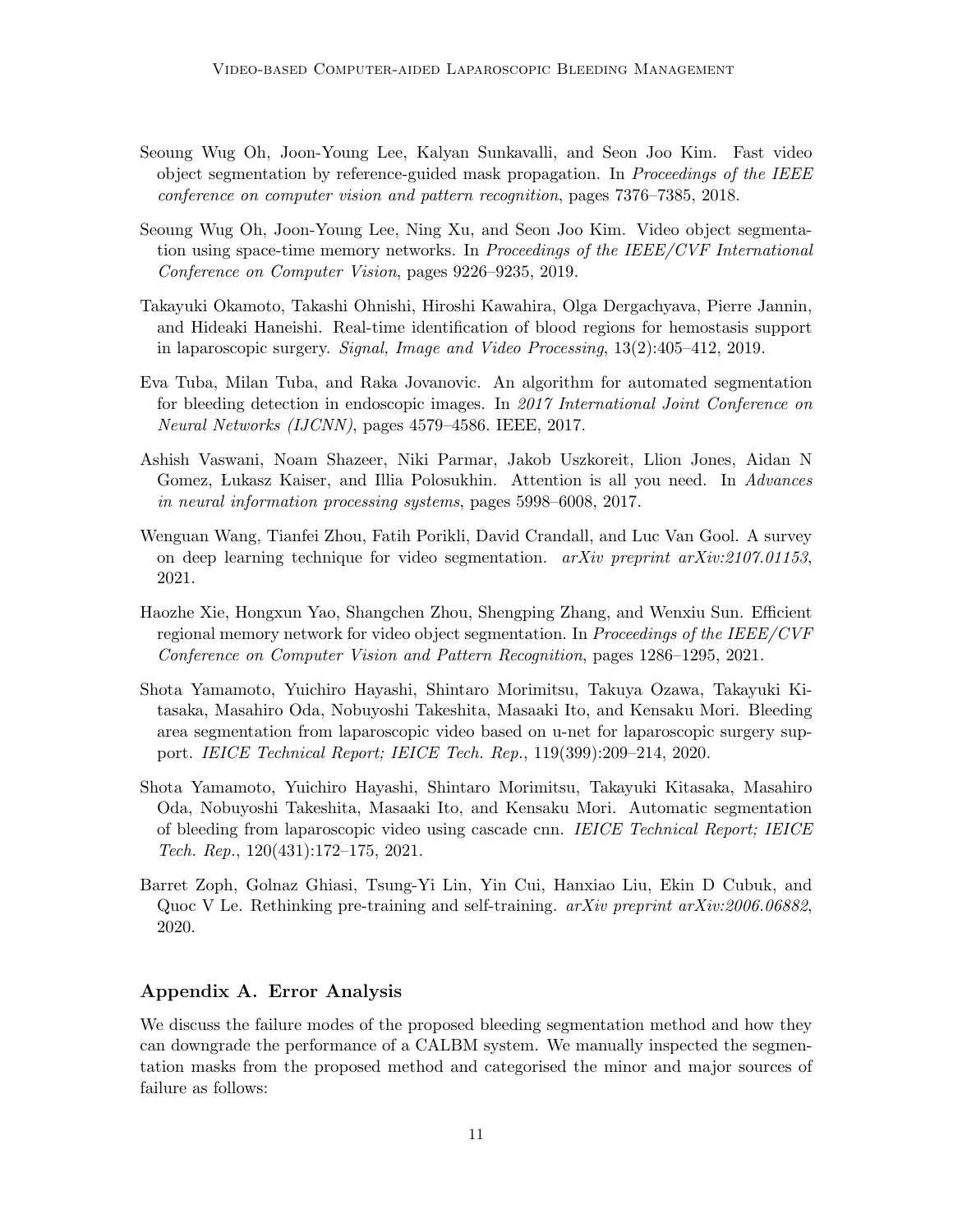Seoung Wug Oh, Joon-Young Lee, Kalyan Sunkavalli, and Seon Joo Kim. Fast video object segmentation by reference-guided mask propagation. In *Proceedings of the IEEE conference on computer vision and pattern recognition*, pages 7376–7385, 2018.

Seoung Wug Oh, Joon-Young Lee, Ning Xu, and Seon Joo Kim. Video object segmentation using space-time memory networks. In *Proceedings of the IEEE/CVF International Conference on Computer Vision*, pages 9226–9235, 2019.

Takayuki Okamoto, Takashi Ohnishi, Hiroshi Kawahira, Olga Dergachyava, Pierre Jannin, and Hideaki Haneishi. Real-time identification of blood regions for hemostasis support in laparoscopic surgery. *Signal, Image and Video Processing*, 13(2):405–412, 2019.

Eva Tuba, Milan Tuba, and Raka Jovanovic. An algorithm for automated segmentation for bleeding detection in endoscopic images. In *2017 International Joint Conference on Neural Networks (IJCNN)*, pages 4579–4586. IEEE, 2017.

Ashish Vaswani, Noam Shazeer, Niki Parmar, Jakob Uszkoreit, Llion Jones, Aidan N Gomez, Łukasz Kaiser, and Illia Polosukhin. Attention is all you need. In *Advances in neural information processing systems*, pages 5998–6008, 2017.

Wenguan Wang, Tianfei Zhou, Fatih Porikli, David Crandall, and Luc Van Gool. A survey on deep learning technique for video segmentation. *arXiv preprint arXiv:2107.01153*, 2021.

Haozhe Xie, Hongxun Yao, Shangchen Zhou, Shengping Zhang, and Wenxiu Sun. Efficient regional memory network for video object segmentation. In *Proceedings of the IEEE/CVF Conference on Computer Vision and Pattern Recognition*, pages 1286–1295, 2021.

Shota Yamamoto, Yuichiro Hayashi, Shintaro Morimitsu, Takuya Ozawa, Takayuki Kitasaka, Masahiro Oda, Nobuyoshi Takeshita, Masaaki Ito, and Kensaku Mori. Bleeding area segmentation from laparoscopic video based on u-net for laparoscopic surgery support. *IEICE Technical Report; IEICE Tech. Rep.*, 119(399):209–214, 2020.

Shota Yamamoto, Yuichiro Hayashi, Shintaro Morimitsu, Takayuki Kitasaka, Masahiro Oda, Nobuyoshi Takeshita, Masaaki Ito, and Kensaku Mori. Automatic segmentation of bleeding from laparoscopic video using cascade cnn. *IEICE Technical Report; IEICE Tech. Rep.*, 120(431):172–175, 2021.

Barret Zoph, Golnaz Ghiasi, Tsung-Yi Lin, Yin Cui, Hanxiao Liu, Ekin D Cubuk, and Quoc V Le. Rethinking pre-training and self-training. *arXiv preprint arXiv:2006.06882*, 2020.

## Appendix A. Error Analysis

We discuss the failure modes of the proposed bleeding segmentation method and how they can downgrade the performance of a CALBM system. We manually inspected the segmentation masks from the proposed method and categorised the minor and major sources of failure as follows: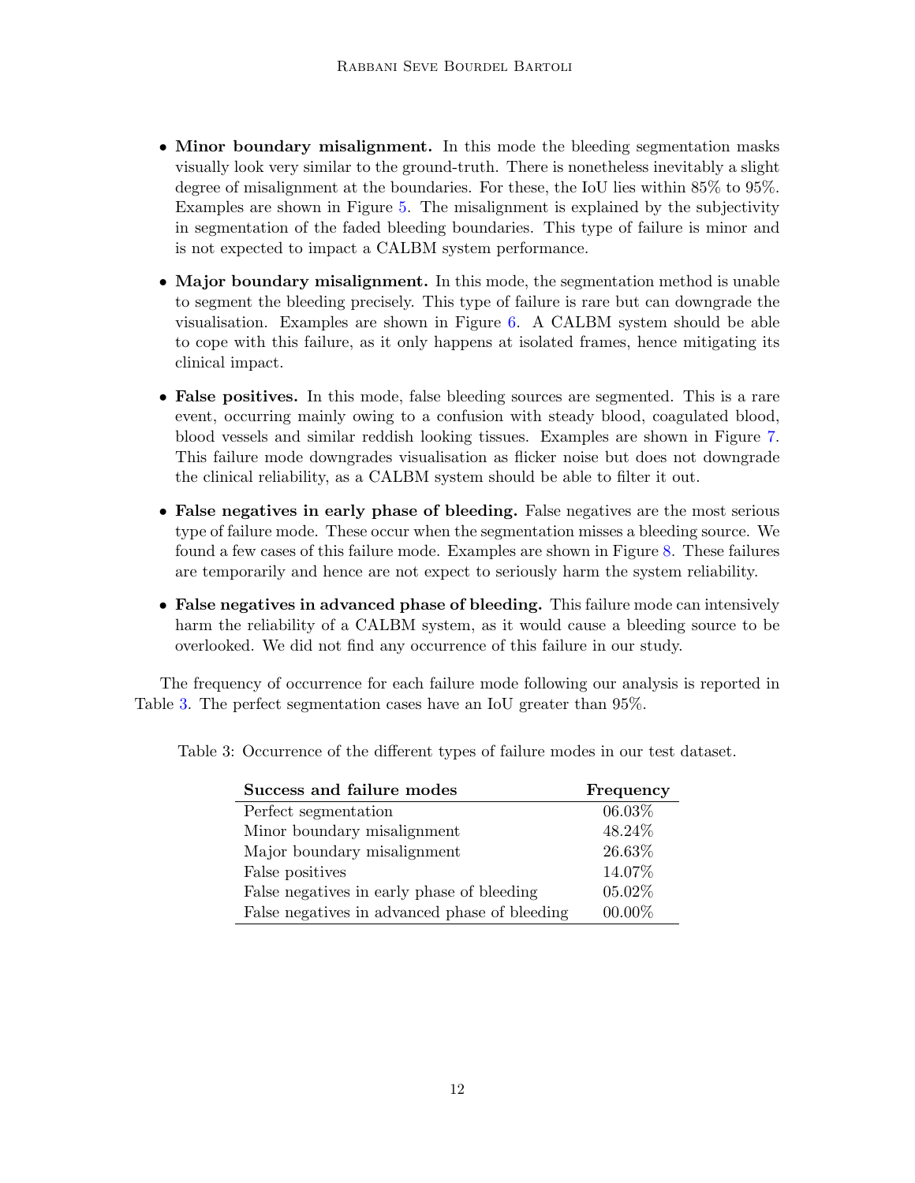- **Minor boundary misalignment.** In this mode the bleeding segmentation masks visually look very similar to the ground-truth. There is nonetheless inevitably a slight degree of misalignment at the boundaries. For these, the IoU lies within 85% to 95%. Examples are shown in Figure 5. The misalignment is explained by the subjectivity in segmentation of the faded bleeding boundaries. This type of failure is minor and is not expected to impact a CALBM system performance.

- **Major boundary misalignment.** In this mode, the segmentation method is unable to segment the bleeding precisely. This type of failure is rare but can downgrade the visualisation. Examples are shown in Figure 6. A CALBM system should be able to cope with this failure, as it only happens at isolated frames, hence mitigating its clinical impact.

- **False positives.** In this mode, false bleeding sources are segmented. This is a rare event, occurring mainly owing to a confusion with steady blood, coagulated blood, blood vessels and similar reddish looking tissues. Examples are shown in Figure 7. This failure mode downgrades visualisation as flicker noise but does not downgrade the clinical reliability, as a CALBM system should be able to filter it out.

- **False negatives in early phase of bleeding.** False negatives are the most serious type of failure mode. These occur when the segmentation misses a bleeding source. We found a few cases of this failure mode. Examples are shown in Figure 8. These failures are temporarily and hence are not expect to seriously harm the system reliability.

- **False negatives in advanced phase of bleeding.** This failure mode can intensively harm the reliability of a CALBM system, as it would cause a bleeding source to be overlooked. We did not find any occurrence of this failure in our study.

The frequency of occurrence for each failure mode following our analysis is reported in Table 3. The perfect segmentation cases have an IoU greater than 95%.

Table 3: Occurrence of the different types of failure modes in our test dataset.

| **Success and failure modes** | **Frequency** |
|---|---|
| Perfect segmentation | 06.03% |
| Minor boundary misalignment | 48.24% |
| Major boundary misalignment | 26.63% |
| False positives | 14.07% |
| False negatives in early phase of bleeding | 05.02% |
| False negatives in advanced phase of bleeding | 00.00% |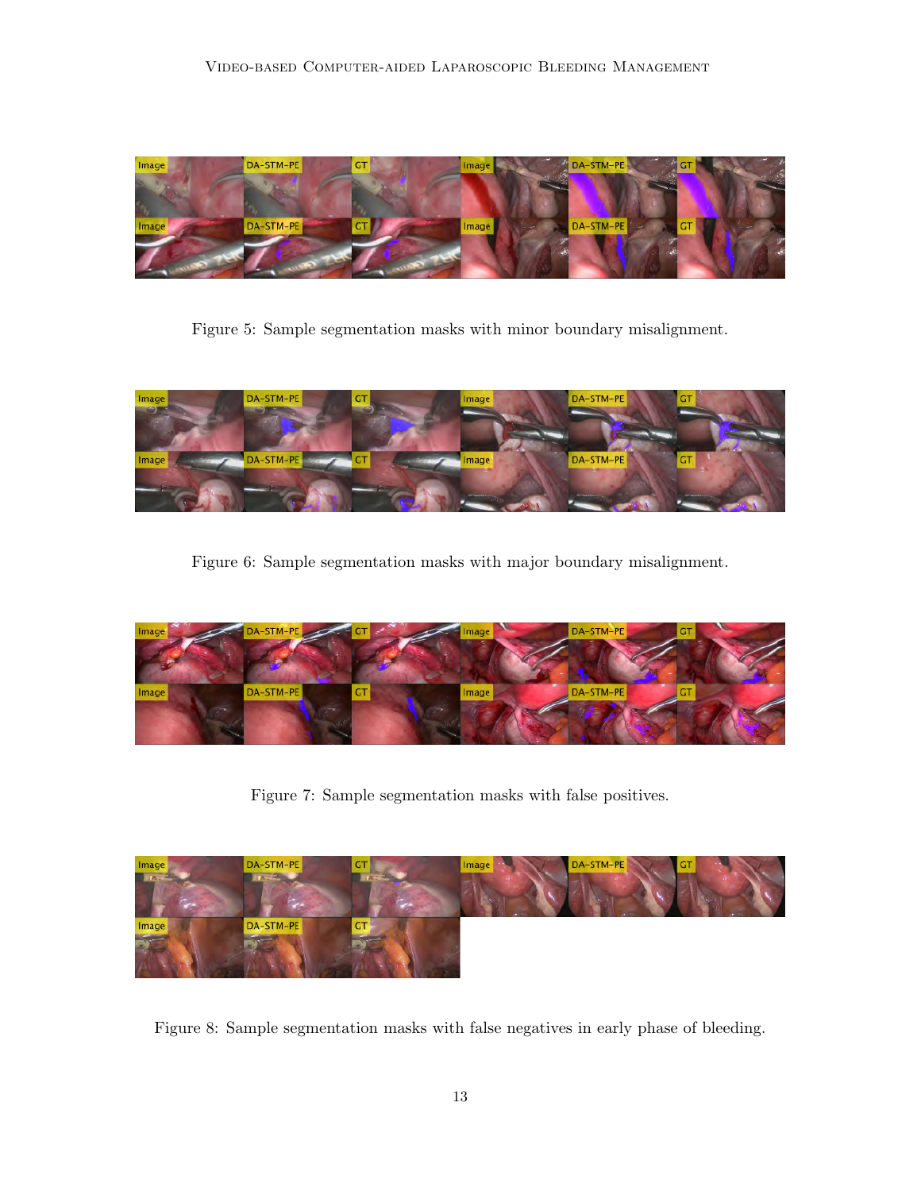Figure 5: Sample segmentation masks with minor boundary misalignment.

Figure 6: Sample segmentation masks with major boundary misalignment.

Figure 7: Sample segmentation masks with false positives.

Figure 8: Sample segmentation masks with false negatives in early phase of bleeding.